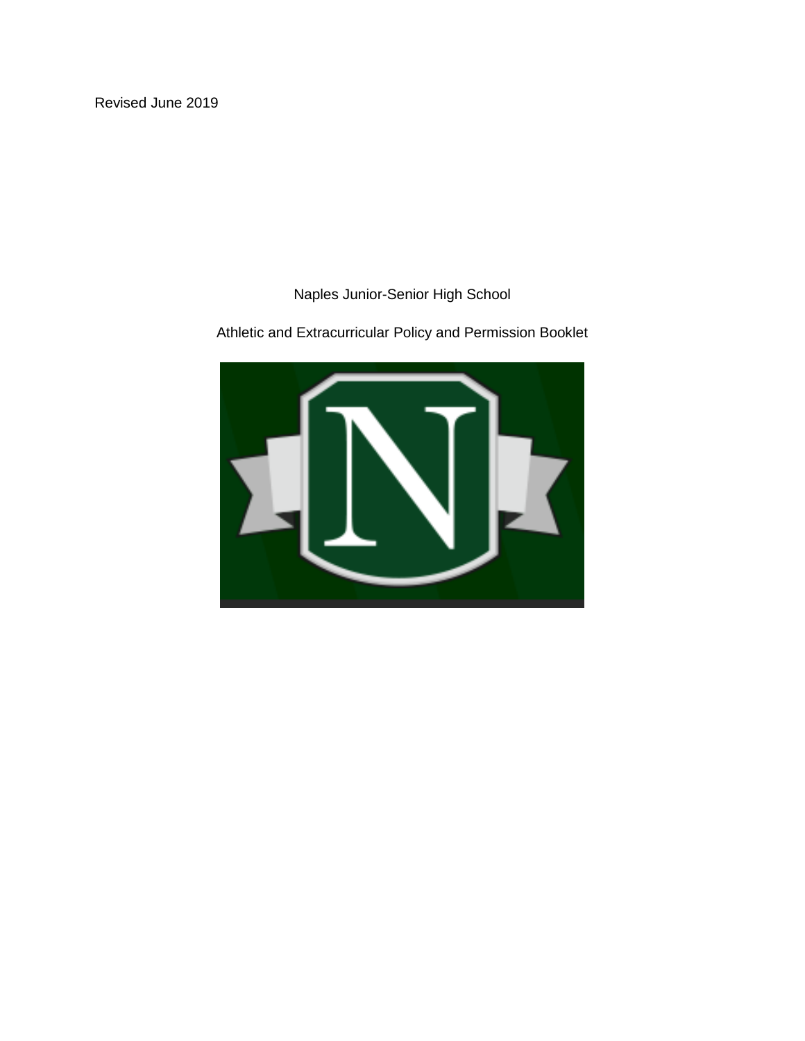Revised June 2019

# Naples Junior-Senior High School

## Athletic and Extracurricular Policy and Permission Booklet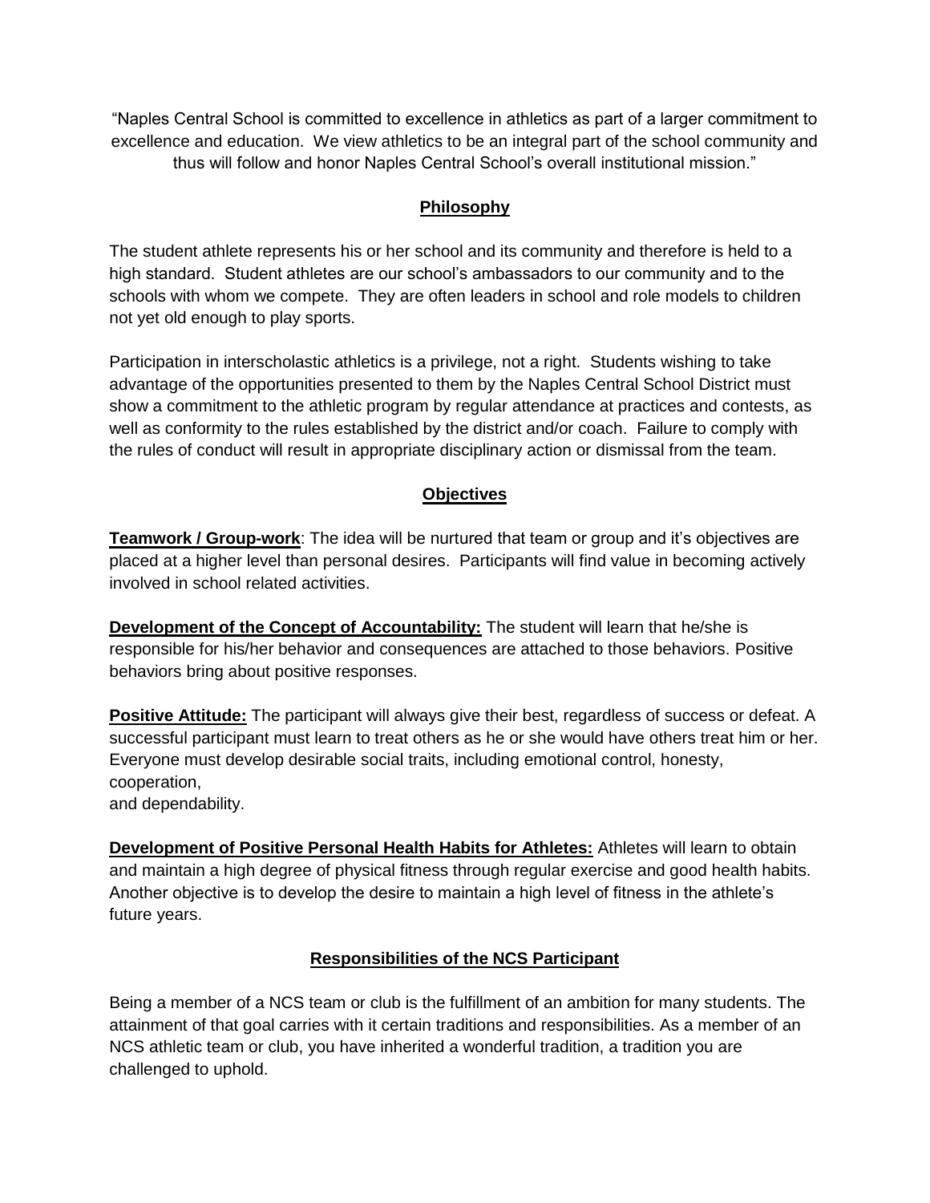"Naples Central School is committed to excellence in athletics as part of a larger commitment to excellence and education. We view athletics to be an integral part of the school community and thus will follow and honor Naples Central School's overall institutional mission."

## Philosophy

The student athlete represents his or her school and its community and therefore is held to a high standard. Student athletes are our school's ambassadors to our community and to the schools with whom we compete. They are often leaders in school and role models to children not yet old enough to play sports.

Participation in interscholastic athletics is a privilege, not a right. Students wishing to take advantage of the opportunities presented to them by the Naples Central School District must show a commitment to the athletic program by regular attendance at practices and contests, as well as conformity to the rules established by the district and/or coach. Failure to comply with the rules of conduct will result in appropriate disciplinary action or dismissal from the team.

## Objectives

**Teamwork / Group-work**: The idea will be nurtured that team or group and it's objectives are placed at a higher level than personal desires. Participants will find value in becoming actively involved in school related activities.

**Development of the Concept of Accountability:** The student will learn that he/she is responsible for his/her behavior and consequences are attached to those behaviors. Positive behaviors bring about positive responses.

**Positive Attitude:** The participant will always give their best, regardless of success or defeat. A successful participant must learn to treat others as he or she would have others treat him or her. Everyone must develop desirable social traits, including emotional control, honesty, cooperation,
and dependability.

**Development of Positive Personal Health Habits for Athletes:** Athletes will learn to obtain and maintain a high degree of physical fitness through regular exercise and good health habits. Another objective is to develop the desire to maintain a high level of fitness in the athlete's future years.

## Responsibilities of the NCS Participant

Being a member of a NCS team or club is the fulfillment of an ambition for many students. The attainment of that goal carries with it certain traditions and responsibilities. As a member of an NCS athletic team or club, you have inherited a wonderful tradition, a tradition you are challenged to uphold.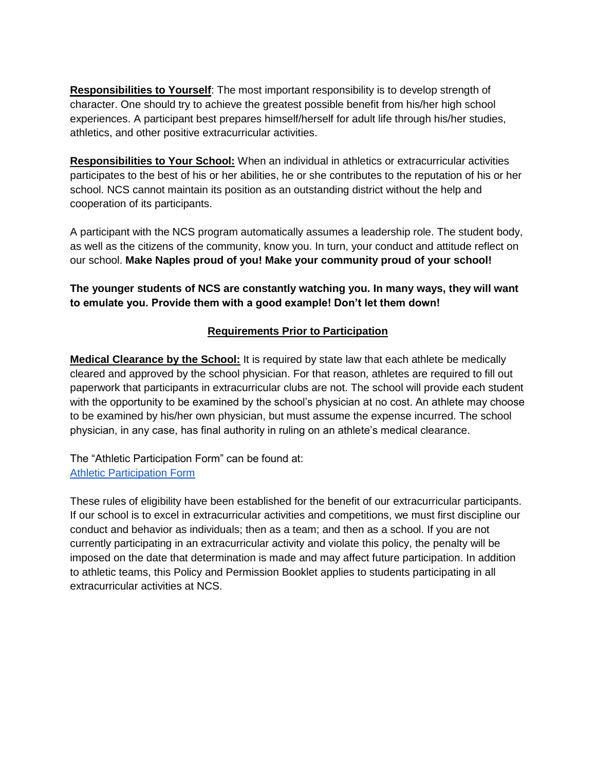**Responsibilities to Yourself**: The most important responsibility is to develop strength of character. One should try to achieve the greatest possible benefit from his/her high school experiences. A participant best prepares himself/herself for adult life through his/her studies, athletics, and other positive extracurricular activities.

**Responsibilities to Your School:** When an individual in athletics or extracurricular activities participates to the best of his or her abilities, he or she contributes to the reputation of his or her school. NCS cannot maintain its position as an outstanding district without the help and cooperation of its participants.

A participant with the NCS program automatically assumes a leadership role. The student body, as well as the citizens of the community, know you. In turn, your conduct and attitude reflect on our school. **Make Naples proud of you! Make your community proud of your school!**

**The younger students of NCS are constantly watching you. In many ways, they will want to emulate you. Provide them with a good example! Don't let them down!**

## Requirements Prior to Participation

**Medical Clearance by the School:** It is required by state law that each athlete be medically cleared and approved by the school physician. For that reason, athletes are required to fill out paperwork that participants in extracurricular clubs are not. The school will provide each student with the opportunity to be examined by the school's physician at no cost. An athlete may choose to be examined by his/her own physician, but must assume the expense incurred. The school physician, in any case, has final authority in ruling on an athlete's medical clearance.

The "Athletic Participation Form" can be found at:
Athletic Participation Form

These rules of eligibility have been established for the benefit of our extracurricular participants. If our school is to excel in extracurricular activities and competitions, we must first discipline our conduct and behavior as individuals; then as a team; and then as a school. If you are not currently participating in an extracurricular activity and violate this policy, the penalty will be imposed on the date that determination is made and may affect future participation. In addition to athletic teams, this Policy and Permission Booklet applies to students participating in all extracurricular activities at NCS.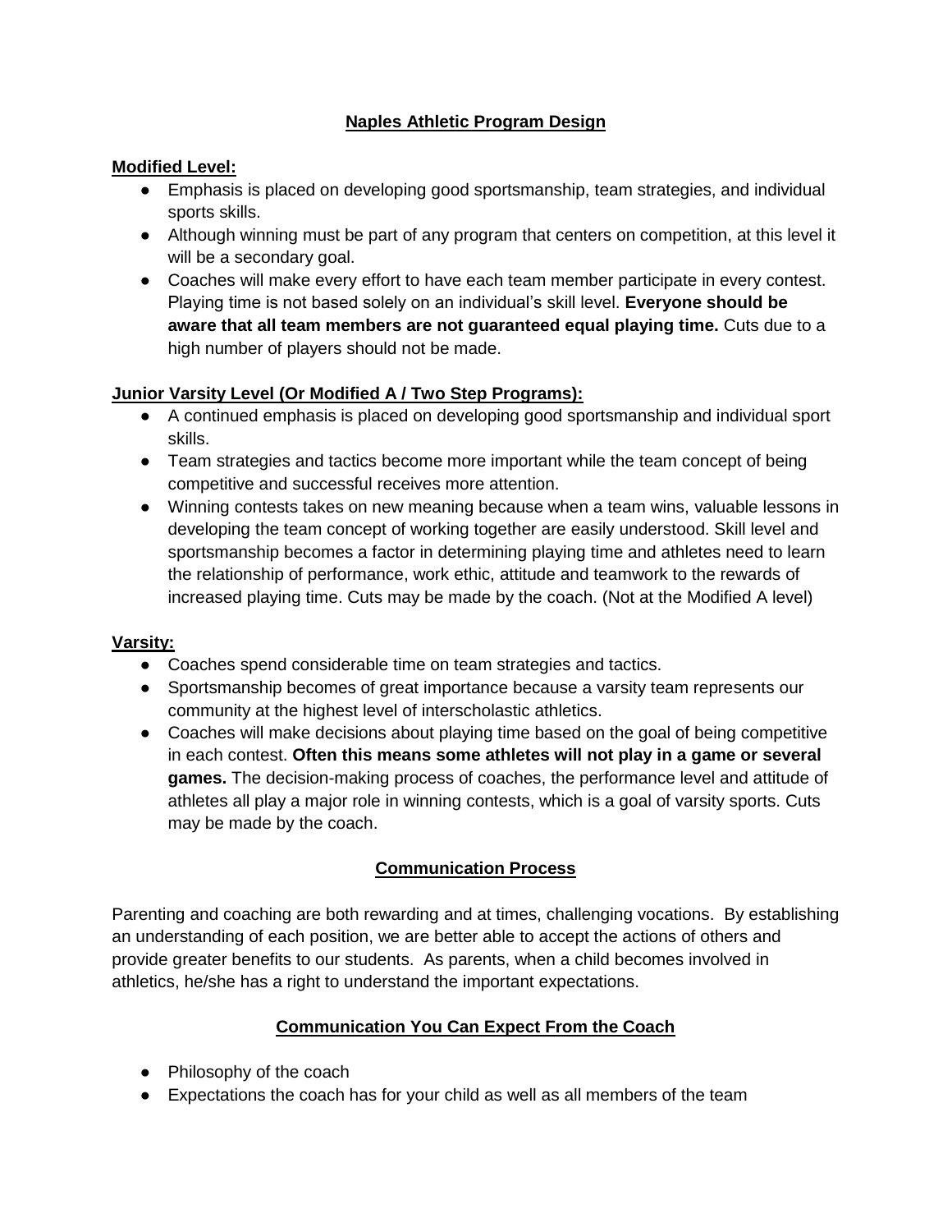# Naples Athletic Program Design

**Modified Level:**

- Emphasis is placed on developing good sportsmanship, team strategies, and individual sports skills.
- Although winning must be part of any program that centers on competition, at this level it will be a secondary goal.
- Coaches will make every effort to have each team member participate in every contest. Playing time is not based solely on an individual's skill level. **Everyone should be aware that all team members are not guaranteed equal playing time.** Cuts due to a high number of players should not be made.

**Junior Varsity Level (Or Modified A / Two Step Programs):**

- A continued emphasis is placed on developing good sportsmanship and individual sport skills.
- Team strategies and tactics become more important while the team concept of being competitive and successful receives more attention.
- Winning contests takes on new meaning because when a team wins, valuable lessons in developing the team concept of working together are easily understood. Skill level and sportsmanship becomes a factor in determining playing time and athletes need to learn the relationship of performance, work ethic, attitude and teamwork to the rewards of increased playing time. Cuts may be made by the coach. (Not at the Modified A level)

**Varsity:**

- Coaches spend considerable time on team strategies and tactics.
- Sportsmanship becomes of great importance because a varsity team represents our community at the highest level of interscholastic athletics.
- Coaches will make decisions about playing time based on the goal of being competitive in each contest. **Often this means some athletes will not play in a game or several games.** The decision-making process of coaches, the performance level and attitude of athletes all play a major role in winning contests, which is a goal of varsity sports. Cuts may be made by the coach.

## Communication Process

Parenting and coaching are both rewarding and at times, challenging vocations. By establishing an understanding of each position, we are better able to accept the actions of others and provide greater benefits to our students. As parents, when a child becomes involved in athletics, he/she has a right to understand the important expectations.

## Communication You Can Expect From the Coach

- Philosophy of the coach
- Expectations the coach has for your child as well as all members of the team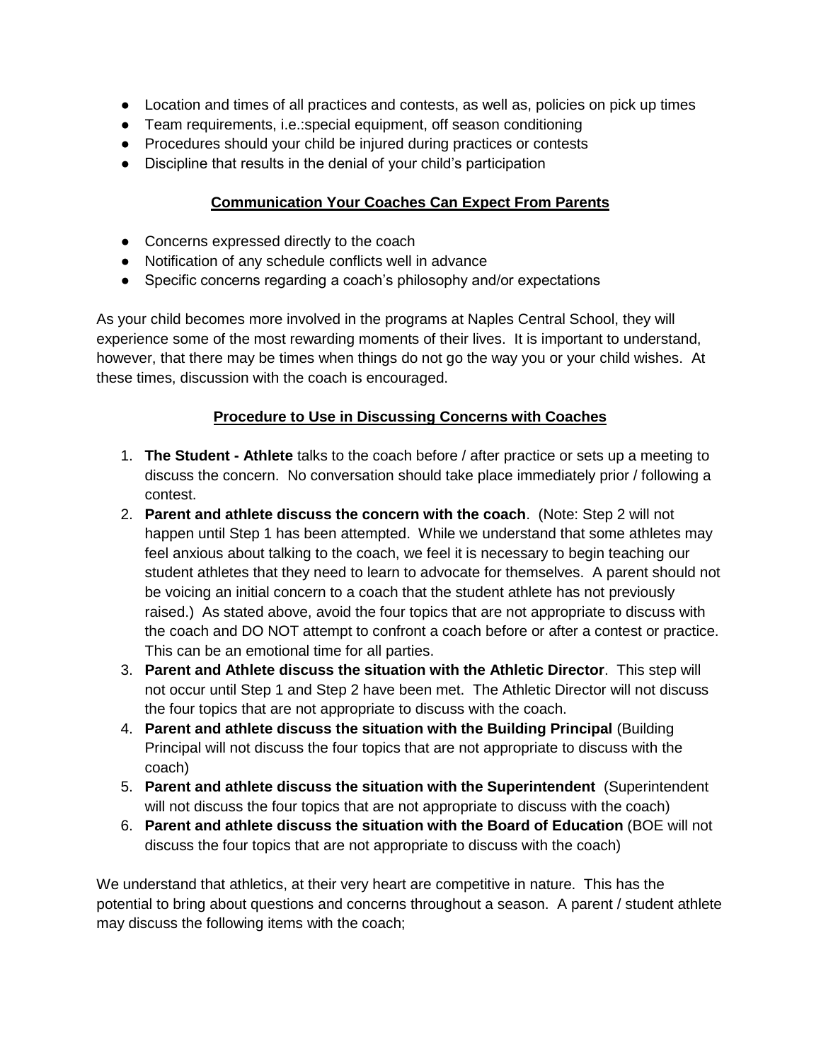- Location and times of all practices and contests, as well as, policies on pick up times
- Team requirements, i.e.:special equipment, off season conditioning
- Procedures should your child be injured during practices or contests
- Discipline that results in the denial of your child's participation

## Communication Your Coaches Can Expect From Parents

- Concerns expressed directly to the coach
- Notification of any schedule conflicts well in advance
- Specific concerns regarding a coach's philosophy and/or expectations

As your child becomes more involved in the programs at Naples Central School, they will experience some of the most rewarding moments of their lives. It is important to understand, however, that there may be times when things do not go the way you or your child wishes. At these times, discussion with the coach is encouraged.

## Procedure to Use in Discussing Concerns with Coaches

1. **The Student - Athlete** talks to the coach before / after practice or sets up a meeting to discuss the concern. No conversation should take place immediately prior / following a contest.
2. **Parent and athlete discuss the concern with the coach**. (Note: Step 2 will not happen until Step 1 has been attempted. While we understand that some athletes may feel anxious about talking to the coach, we feel it is necessary to begin teaching our student athletes that they need to learn to advocate for themselves. A parent should not be voicing an initial concern to a coach that the student athlete has not previously raised.) As stated above, avoid the four topics that are not appropriate to discuss with the coach and DO NOT attempt to confront a coach before or after a contest or practice. This can be an emotional time for all parties.
3. **Parent and Athlete discuss the situation with the Athletic Director**. This step will not occur until Step 1 and Step 2 have been met. The Athletic Director will not discuss the four topics that are not appropriate to discuss with the coach.
4. **Parent and athlete discuss the situation with the Building Principal** (Building Principal will not discuss the four topics that are not appropriate to discuss with the coach)
5. **Parent and athlete discuss the situation with the Superintendent** (Superintendent will not discuss the four topics that are not appropriate to discuss with the coach)
6. **Parent and athlete discuss the situation with the Board of Education** (BOE will not discuss the four topics that are not appropriate to discuss with the coach)

We understand that athletics, at their very heart are competitive in nature. This has the potential to bring about questions and concerns throughout a season. A parent / student athlete may discuss the following items with the coach;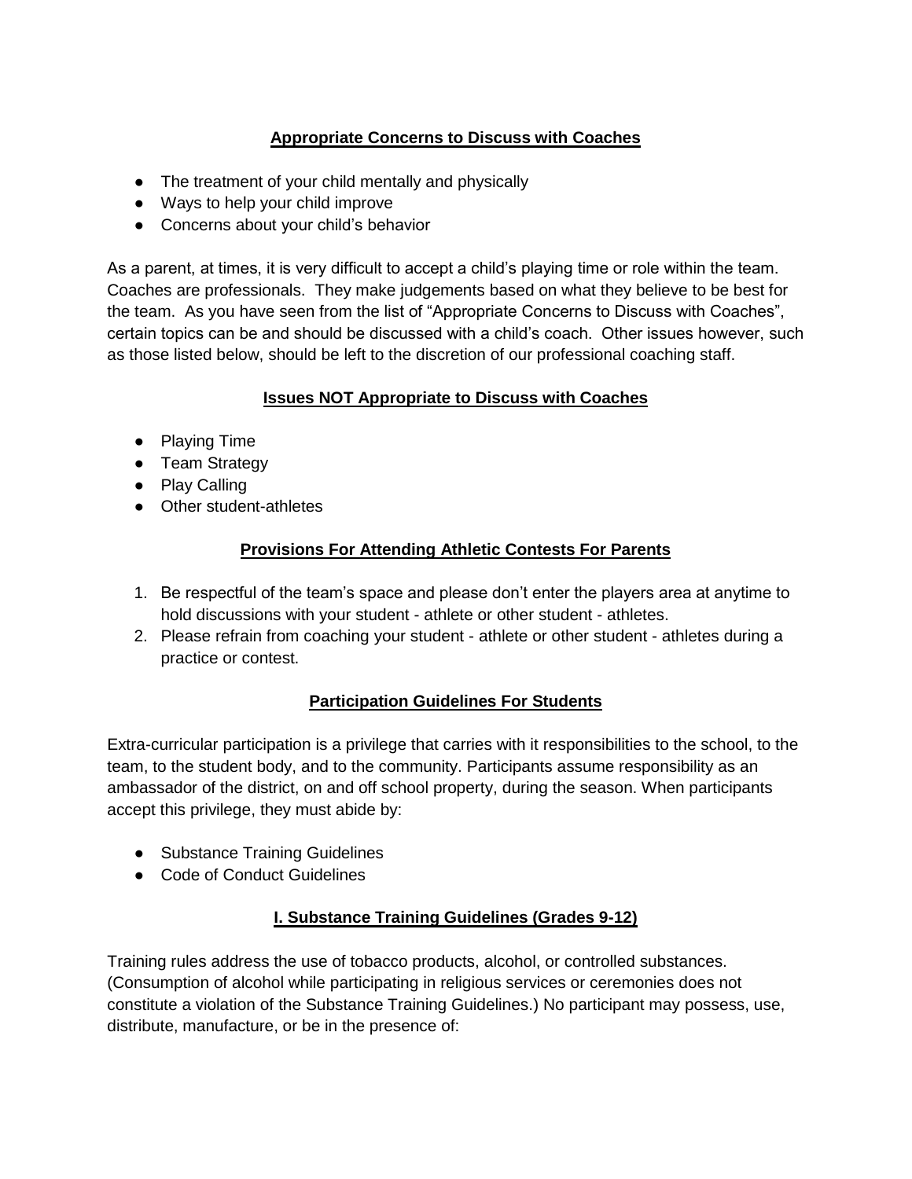**Appropriate Concerns to Discuss with Coaches**

- The treatment of your child mentally and physically
- Ways to help your child improve
- Concerns about your child's behavior

As a parent, at times, it is very difficult to accept a child's playing time or role within the team. Coaches are professionals. They make judgements based on what they believe to be best for the team. As you have seen from the list of "Appropriate Concerns to Discuss with Coaches", certain topics can be and should be discussed with a child's coach. Other issues however, such as those listed below, should be left to the discretion of our professional coaching staff.

**Issues NOT Appropriate to Discuss with Coaches**

- Playing Time
- Team Strategy
- Play Calling
- Other student-athletes

**Provisions For Attending Athletic Contests For Parents**

1. Be respectful of the team's space and please don't enter the players area at anytime to hold discussions with your student - athlete or other student - athletes.
2. Please refrain from coaching your student - athlete or other student - athletes during a practice or contest.

**Participation Guidelines For Students**

Extra-curricular participation is a privilege that carries with it responsibilities to the school, to the team, to the student body, and to the community. Participants assume responsibility as an ambassador of the district, on and off school property, during the season. When participants accept this privilege, they must abide by:

- Substance Training Guidelines
- Code of Conduct Guidelines

**I. Substance Training Guidelines (Grades 9-12)**

Training rules address the use of tobacco products, alcohol, or controlled substances. (Consumption of alcohol while participating in religious services or ceremonies does not constitute a violation of the Substance Training Guidelines.) No participant may possess, use, distribute, manufacture, or be in the presence of: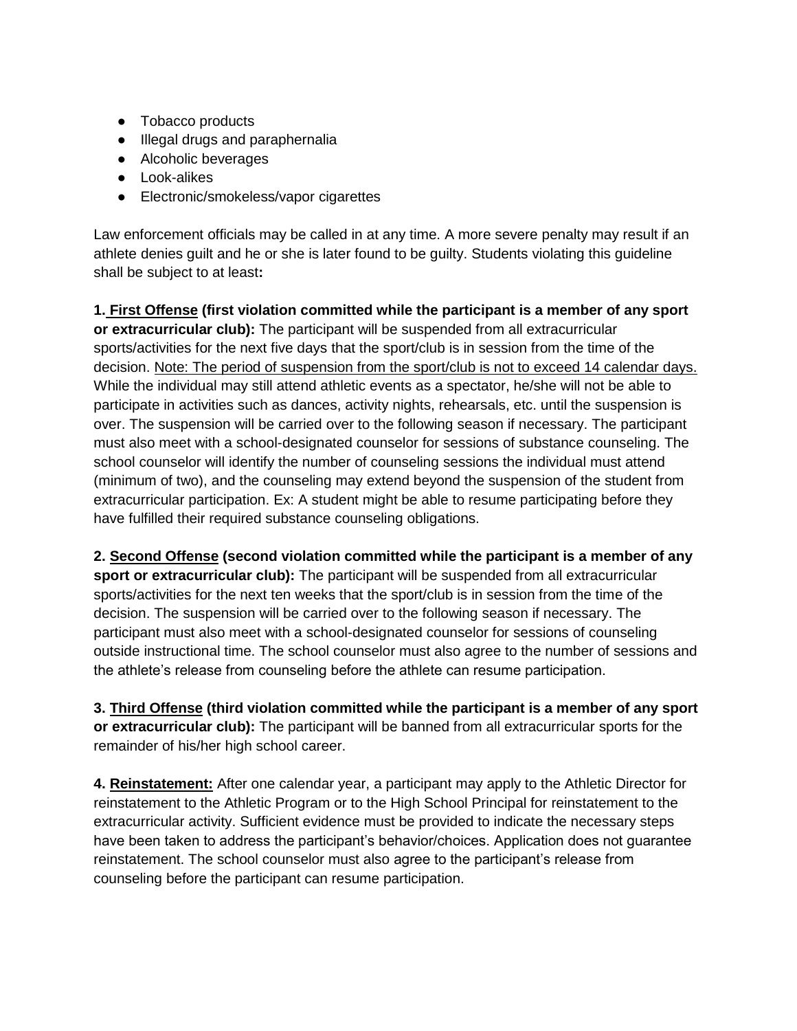- Tobacco products
- Illegal drugs and paraphernalia
- Alcoholic beverages
- Look-alikes
- Electronic/smokeless/vapor cigarettes

Law enforcement officials may be called in at any time. A more severe penalty may result if an athlete denies guilt and he or she is later found to be guilty. Students violating this guideline shall be subject to at least**:**

**1. First Offense (first violation committed while the participant is a member of any sport or extracurricular club):** The participant will be suspended from all extracurricular sports/activities for the next five days that the sport/club is in session from the time of the decision. Note: The period of suspension from the sport/club is not to exceed 14 calendar days. While the individual may still attend athletic events as a spectator, he/she will not be able to participate in activities such as dances, activity nights, rehearsals, etc. until the suspension is over. The suspension will be carried over to the following season if necessary. The participant must also meet with a school-designated counselor for sessions of substance counseling. The school counselor will identify the number of counseling sessions the individual must attend (minimum of two), and the counseling may extend beyond the suspension of the student from extracurricular participation. Ex: A student might be able to resume participating before they have fulfilled their required substance counseling obligations.

**2. Second Offense (second violation committed while the participant is a member of any sport or extracurricular club):** The participant will be suspended from all extracurricular sports/activities for the next ten weeks that the sport/club is in session from the time of the decision. The suspension will be carried over to the following season if necessary. The participant must also meet with a school-designated counselor for sessions of counseling outside instructional time. The school counselor must also agree to the number of sessions and the athlete's release from counseling before the athlete can resume participation.

**3. Third Offense (third violation committed while the participant is a member of any sport or extracurricular club):** The participant will be banned from all extracurricular sports for the remainder of his/her high school career.

**4. Reinstatement:** After one calendar year, a participant may apply to the Athletic Director for reinstatement to the Athletic Program or to the High School Principal for reinstatement to the extracurricular activity. Sufficient evidence must be provided to indicate the necessary steps have been taken to address the participant's behavior/choices. Application does not guarantee reinstatement. The school counselor must also agree to the participant's release from counseling before the participant can resume participation.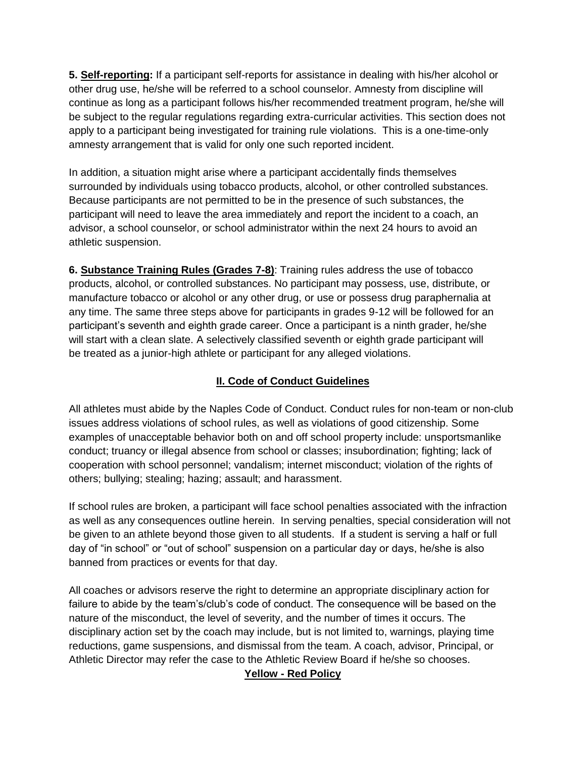**5. <u>Self-reporting</u>:** If a participant self-reports for assistance in dealing with his/her alcohol or other drug use, he/she will be referred to a school counselor. Amnesty from discipline will continue as long as a participant follows his/her recommended treatment program, he/she will be subject to the regular regulations regarding extra-curricular activities. This section does not apply to a participant being investigated for training rule violations. This is a one-time-only amnesty arrangement that is valid for only one such reported incident.

In addition, a situation might arise where a participant accidentally finds themselves surrounded by individuals using tobacco products, alcohol, or other controlled substances. Because participants are not permitted to be in the presence of such substances, the participant will need to leave the area immediately and report the incident to a coach, an advisor, a school counselor, or school administrator within the next 24 hours to avoid an athletic suspension.

**6. <u>Substance Training Rules (Grades 7-8)</u>**: Training rules address the use of tobacco products, alcohol, or controlled substances. No participant may possess, use, distribute, or manufacture tobacco or alcohol or any other drug, or use or possess drug paraphernalia at any time. The same three steps above for participants in grades 9-12 will be followed for an participant's seventh and eighth grade career. Once a participant is a ninth grader, he/she will start with a clean slate. A selectively classified seventh or eighth grade participant will be treated as a junior-high athlete or participant for any alleged violations.

## II. Code of Conduct Guidelines

All athletes must abide by the Naples Code of Conduct. Conduct rules for non-team or non-club issues address violations of school rules, as well as violations of good citizenship. Some examples of unacceptable behavior both on and off school property include: unsportsmanlike conduct; truancy or illegal absence from school or classes; insubordination; fighting; lack of cooperation with school personnel; vandalism; internet misconduct; violation of the rights of others; bullying; stealing; hazing; assault; and harassment.

If school rules are broken, a participant will face school penalties associated with the infraction as well as any consequences outline herein. In serving penalties, special consideration will not be given to an athlete beyond those given to all students. If a student is serving a half or full day of "in school" or "out of school" suspension on a particular day or days, he/she is also banned from practices or events for that day.

All coaches or advisors reserve the right to determine an appropriate disciplinary action for failure to abide by the team's/club's code of conduct. The consequence will be based on the nature of the misconduct, the level of severity, and the number of times it occurs. The disciplinary action set by the coach may include, but is not limited to, warnings, playing time reductions, game suspensions, and dismissal from the team. A coach, advisor, Principal, or Athletic Director may refer the case to the Athletic Review Board if he/she so chooses.

### Yellow - Red Policy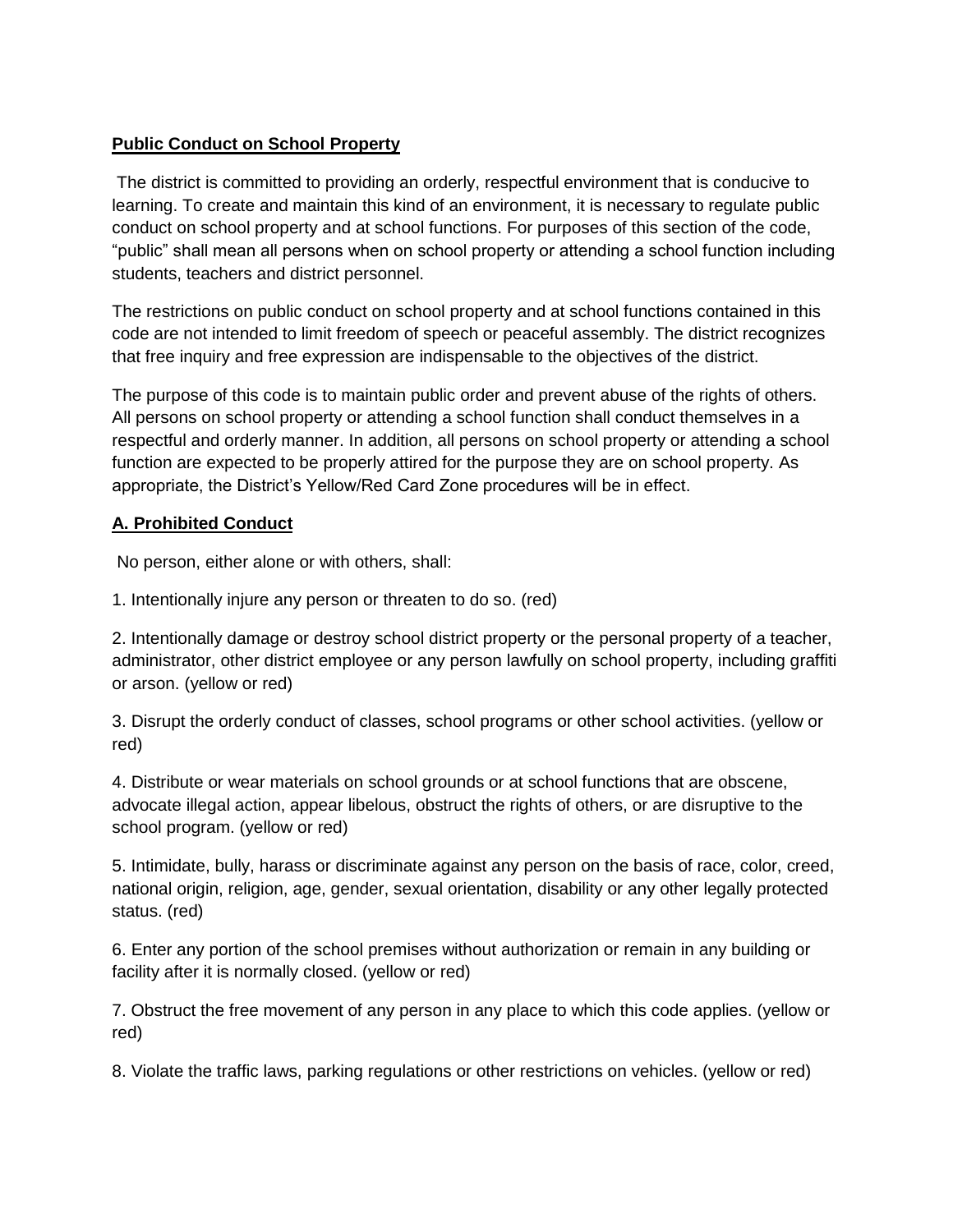**Public Conduct on School Property**

The district is committed to providing an orderly, respectful environment that is conducive to learning. To create and maintain this kind of an environment, it is necessary to regulate public conduct on school property and at school functions. For purposes of this section of the code, "public" shall mean all persons when on school property or attending a school function including students, teachers and district personnel.

The restrictions on public conduct on school property and at school functions contained in this code are not intended to limit freedom of speech or peaceful assembly. The district recognizes that free inquiry and free expression are indispensable to the objectives of the district.

The purpose of this code is to maintain public order and prevent abuse of the rights of others. All persons on school property or attending a school function shall conduct themselves in a respectful and orderly manner. In addition, all persons on school property or attending a school function are expected to be properly attired for the purpose they are on school property. As appropriate, the District's Yellow/Red Card Zone procedures will be in effect.

**A. Prohibited Conduct**

No person, either alone or with others, shall:

1. Intentionally injure any person or threaten to do so. (red)

2. Intentionally damage or destroy school district property or the personal property of a teacher, administrator, other district employee or any person lawfully on school property, including graffiti or arson. (yellow or red)

3. Disrupt the orderly conduct of classes, school programs or other school activities. (yellow or red)

4. Distribute or wear materials on school grounds or at school functions that are obscene, advocate illegal action, appear libelous, obstruct the rights of others, or are disruptive to the school program. (yellow or red)

5. Intimidate, bully, harass or discriminate against any person on the basis of race, color, creed, national origin, religion, age, gender, sexual orientation, disability or any other legally protected status. (red)

6. Enter any portion of the school premises without authorization or remain in any building or facility after it is normally closed. (yellow or red)

7. Obstruct the free movement of any person in any place to which this code applies. (yellow or red)

8. Violate the traffic laws, parking regulations or other restrictions on vehicles. (yellow or red)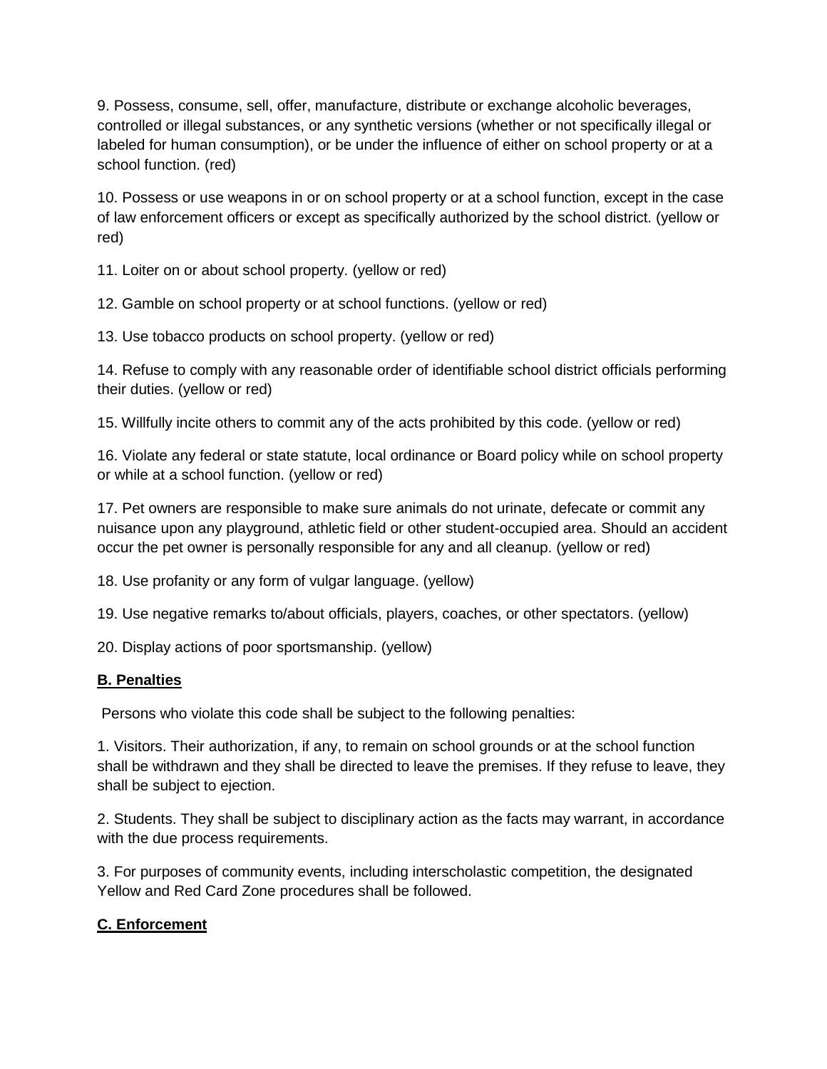9. Possess, consume, sell, offer, manufacture, distribute or exchange alcoholic beverages, controlled or illegal substances, or any synthetic versions (whether or not specifically illegal or labeled for human consumption), or be under the influence of either on school property or at a school function. (red)

10. Possess or use weapons in or on school property or at a school function, except in the case of law enforcement officers or except as specifically authorized by the school district. (yellow or red)

11. Loiter on or about school property. (yellow or red)

12. Gamble on school property or at school functions. (yellow or red)

13. Use tobacco products on school property. (yellow or red)

14. Refuse to comply with any reasonable order of identifiable school district officials performing their duties. (yellow or red)

15. Willfully incite others to commit any of the acts prohibited by this code. (yellow or red)

16. Violate any federal or state statute, local ordinance or Board policy while on school property or while at a school function. (yellow or red)

17. Pet owners are responsible to make sure animals do not urinate, defecate or commit any nuisance upon any playground, athletic field or other student-occupied area. Should an accident occur the pet owner is personally responsible for any and all cleanup. (yellow or red)

18. Use profanity or any form of vulgar language. (yellow)

19. Use negative remarks to/about officials, players, coaches, or other spectators. (yellow)

20. Display actions of poor sportsmanship. (yellow)

**B. Penalties**

Persons who violate this code shall be subject to the following penalties:

1. Visitors. Their authorization, if any, to remain on school grounds or at the school function shall be withdrawn and they shall be directed to leave the premises. If they refuse to leave, they shall be subject to ejection.

2. Students. They shall be subject to disciplinary action as the facts may warrant, in accordance with the due process requirements.

3. For purposes of community events, including interscholastic competition, the designated Yellow and Red Card Zone procedures shall be followed.

**C. Enforcement**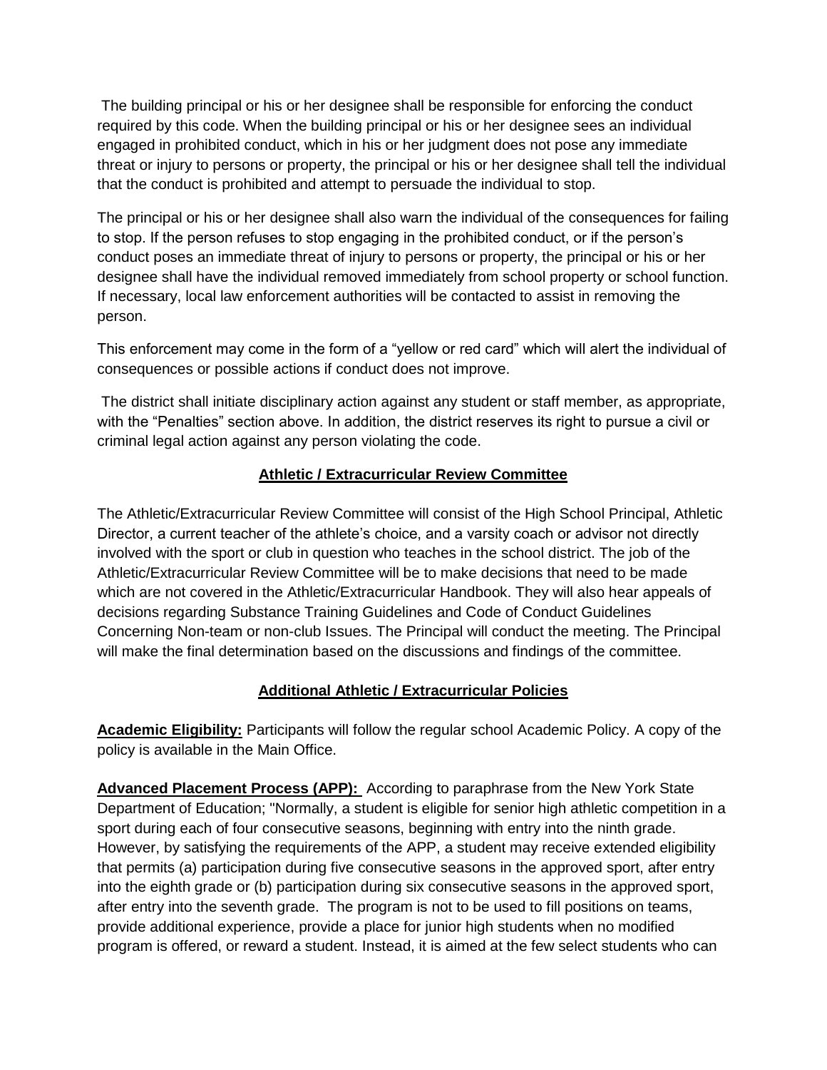The building principal or his or her designee shall be responsible for enforcing the conduct required by this code. When the building principal or his or her designee sees an individual engaged in prohibited conduct, which in his or her judgment does not pose any immediate threat or injury to persons or property, the principal or his or her designee shall tell the individual that the conduct is prohibited and attempt to persuade the individual to stop.

The principal or his or her designee shall also warn the individual of the consequences for failing to stop. If the person refuses to stop engaging in the prohibited conduct, or if the person's conduct poses an immediate threat of injury to persons or property, the principal or his or her designee shall have the individual removed immediately from school property or school function. If necessary, local law enforcement authorities will be contacted to assist in removing the person.

This enforcement may come in the form of a "yellow or red card" which will alert the individual of consequences or possible actions if conduct does not improve.

The district shall initiate disciplinary action against any student or staff member, as appropriate, with the "Penalties" section above. In addition, the district reserves its right to pursue a civil or criminal legal action against any person violating the code.

## Athletic / Extracurricular Review Committee

The Athletic/Extracurricular Review Committee will consist of the High School Principal, Athletic Director, a current teacher of the athlete's choice, and a varsity coach or advisor not directly involved with the sport or club in question who teaches in the school district. The job of the Athletic/Extracurricular Review Committee will be to make decisions that need to be made which are not covered in the Athletic/Extracurricular Handbook. They will also hear appeals of decisions regarding Substance Training Guidelines and Code of Conduct Guidelines Concerning Non-team or non-club Issues. The Principal will conduct the meeting. The Principal will make the final determination based on the discussions and findings of the committee.

## Additional Athletic / Extracurricular Policies

**Academic Eligibility:** Participants will follow the regular school Academic Policy. A copy of the policy is available in the Main Office.

**Advanced Placement Process (APP):** According to paraphrase from the New York State Department of Education; "Normally, a student is eligible for senior high athletic competition in a sport during each of four consecutive seasons, beginning with entry into the ninth grade. However, by satisfying the requirements of the APP, a student may receive extended eligibility that permits (a) participation during five consecutive seasons in the approved sport, after entry into the eighth grade or (b) participation during six consecutive seasons in the approved sport, after entry into the seventh grade. The program is not to be used to fill positions on teams, provide additional experience, provide a place for junior high students when no modified program is offered, or reward a student. Instead, it is aimed at the few select students who can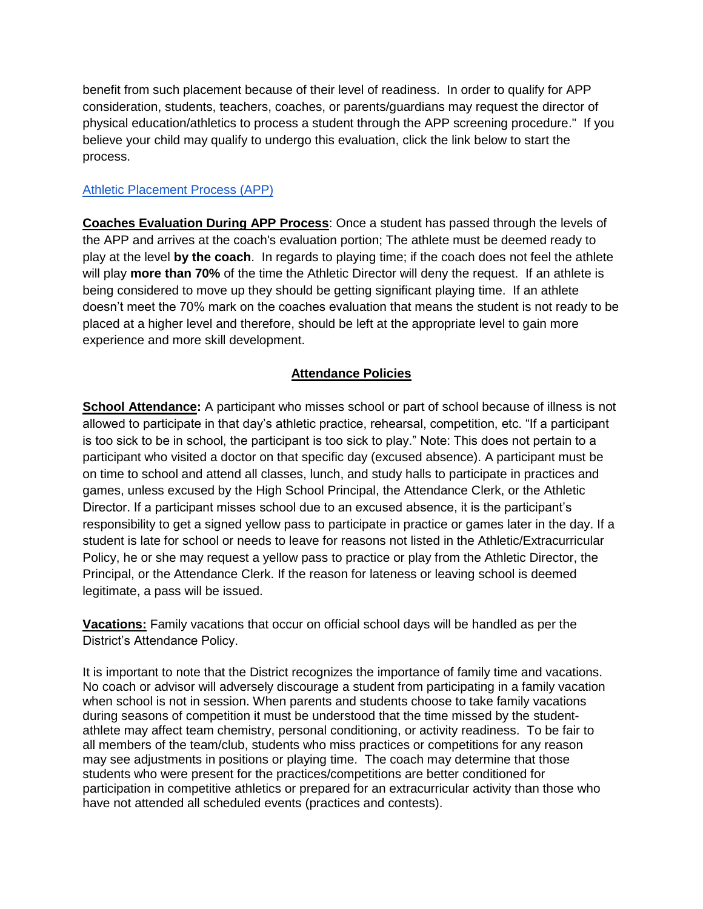benefit from such placement because of their level of readiness. In order to qualify for APP consideration, students, teachers, coaches, or parents/guardians may request the director of physical education/athletics to process a student through the APP screening procedure." If you believe your child may qualify to undergo this evaluation, click the link below to start the process.

[Athletic Placement Process (APP)]

**Coaches Evaluation During APP Process**: Once a student has passed through the levels of the APP and arrives at the coach's evaluation portion; The athlete must be deemed ready to play at the level **by the coach**. In regards to playing time; if the coach does not feel the athlete will play **more than 70%** of the time the Athletic Director will deny the request. If an athlete is being considered to move up they should be getting significant playing time. If an athlete doesn't meet the 70% mark on the coaches evaluation that means the student is not ready to be placed at a higher level and therefore, should be left at the appropriate level to gain more experience and more skill development.

## Attendance Policies

**School Attendance:** A participant who misses school or part of school because of illness is not allowed to participate in that day's athletic practice, rehearsal, competition, etc. "If a participant is too sick to be in school, the participant is too sick to play." Note: This does not pertain to a participant who visited a doctor on that specific day (excused absence). A participant must be on time to school and attend all classes, lunch, and study halls to participate in practices and games, unless excused by the High School Principal, the Attendance Clerk, or the Athletic Director. If a participant misses school due to an excused absence, it is the participant's responsibility to get a signed yellow pass to participate in practice or games later in the day. If a student is late for school or needs to leave for reasons not listed in the Athletic/Extracurricular Policy, he or she may request a yellow pass to practice or play from the Athletic Director, the Principal, or the Attendance Clerk. If the reason for lateness or leaving school is deemed legitimate, a pass will be issued.

**Vacations:** Family vacations that occur on official school days will be handled as per the District's Attendance Policy.

It is important to note that the District recognizes the importance of family time and vacations. No coach or advisor will adversely discourage a student from participating in a family vacation when school is not in session. When parents and students choose to take family vacations during seasons of competition it must be understood that the time missed by the student-athlete may affect team chemistry, personal conditioning, or activity readiness. To be fair to all members of the team/club, students who miss practices or competitions for any reason may see adjustments in positions or playing time. The coach may determine that those students who were present for the practices/competitions are better conditioned for participation in competitive athletics or prepared for an extracurricular activity than those who have not attended all scheduled events (practices and contests).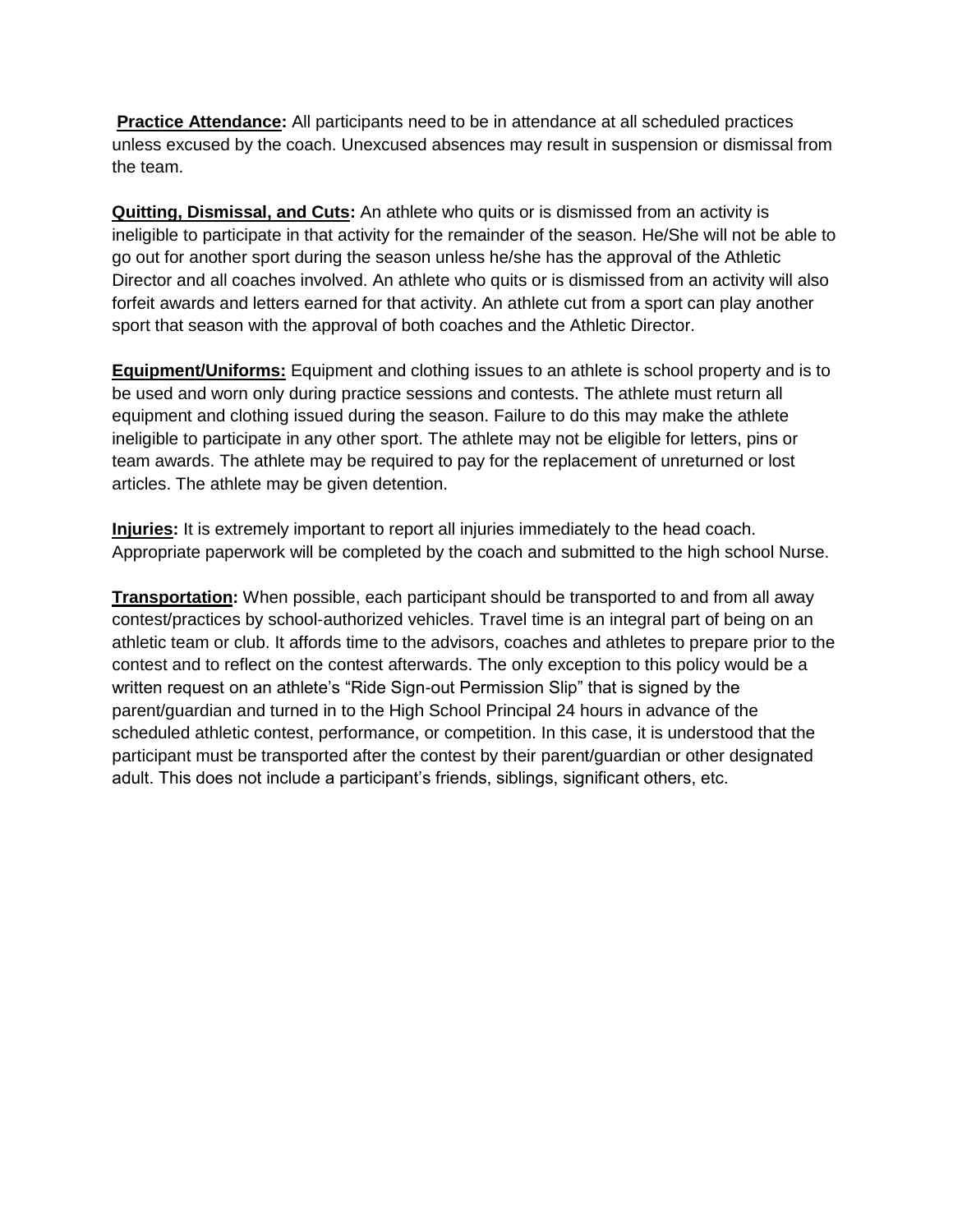**<u>Practice Attendance</u>:** All participants need to be in attendance at all scheduled practices unless excused by the coach. Unexcused absences may result in suspension or dismissal from the team.

**<u>Quitting, Dismissal, and Cuts</u>:** An athlete who quits or is dismissed from an activity is ineligible to participate in that activity for the remainder of the season. He/She will not be able to go out for another sport during the season unless he/she has the approval of the Athletic Director and all coaches involved. An athlete who quits or is dismissed from an activity will also forfeit awards and letters earned for that activity. An athlete cut from a sport can play another sport that season with the approval of both coaches and the Athletic Director.

**<u>Equipment/Uniforms:</u>** Equipment and clothing issues to an athlete is school property and is to be used and worn only during practice sessions and contests. The athlete must return all equipment and clothing issued during the season. Failure to do this may make the athlete ineligible to participate in any other sport. The athlete may not be eligible for letters, pins or team awards. The athlete may be required to pay for the replacement of unreturned or lost articles. The athlete may be given detention.

**<u>Injuries</u>:** It is extremely important to report all injuries immediately to the head coach. Appropriate paperwork will be completed by the coach and submitted to the high school Nurse.

**<u>Transportation</u>:** When possible, each participant should be transported to and from all away contest/practices by school-authorized vehicles. Travel time is an integral part of being on an athletic team or club. It affords time to the advisors, coaches and athletes to prepare prior to the contest and to reflect on the contest afterwards. The only exception to this policy would be a written request on an athlete's "Ride Sign-out Permission Slip" that is signed by the parent/guardian and turned in to the High School Principal 24 hours in advance of the scheduled athletic contest, performance, or competition. In this case, it is understood that the participant must be transported after the contest by their parent/guardian or other designated adult. This does not include a participant's friends, siblings, significant others, etc.